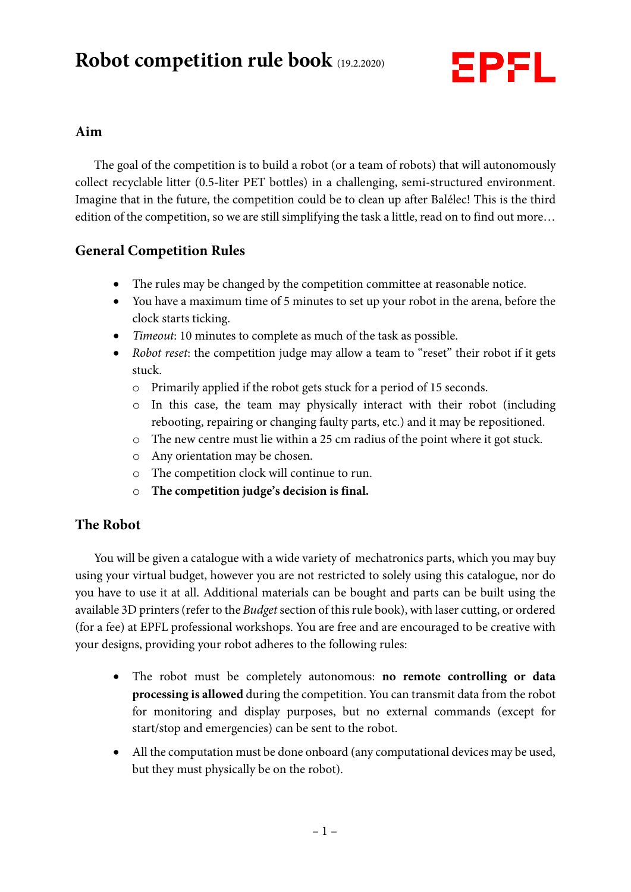# Robot competition rule book (19.2.2020)

## Aim

The goal of the competition is to build a robot (or a team of robots) that will autonomously collect recyclable litter (0.5-liter PET bottles) in a challenging, semi-structured environment. Imagine that in the future, the competition could be to clean up after Balélec! This is the third edition of the competition, so we are still simplifying the task a little, read on to find out more…

## General Competition Rules

- The rules may be changed by the competition committee at reasonable notice.
- You have a maximum time of 5 minutes to set up your robot in the arena, before the clock starts ticking.
- *Timeout*: 10 minutes to complete as much of the task as possible.
- *Robot reset*: the competition judge may allow a team to "reset" their robot if it gets stuck.
  - Primarily applied if the robot gets stuck for a period of 15 seconds.
  - In this case, the team may physically interact with their robot (including rebooting, repairing or changing faulty parts, etc.) and it may be repositioned.
  - The new centre must lie within a 25 cm radius of the point where it got stuck.
  - Any orientation may be chosen.
  - The competition clock will continue to run.
  - **The competition judge's decision is final.**

## The Robot

You will be given a catalogue with a wide variety of mechatronics parts, which you may buy using your virtual budget, however you are not restricted to solely using this catalogue, nor do you have to use it at all. Additional materials can be bought and parts can be built using the available 3D printers (refer to the *Budget* section of this rule book), with laser cutting, or ordered (for a fee) at EPFL professional workshops. You are free and are encouraged to be creative with your designs, providing your robot adheres to the following rules:

- The robot must be completely autonomous: **no remote controlling or data processing is allowed** during the competition. You can transmit data from the robot for monitoring and display purposes, but no external commands (except for start/stop and emergencies) can be sent to the robot.
- All the computation must be done onboard (any computational devices may be used, but they must physically be on the robot).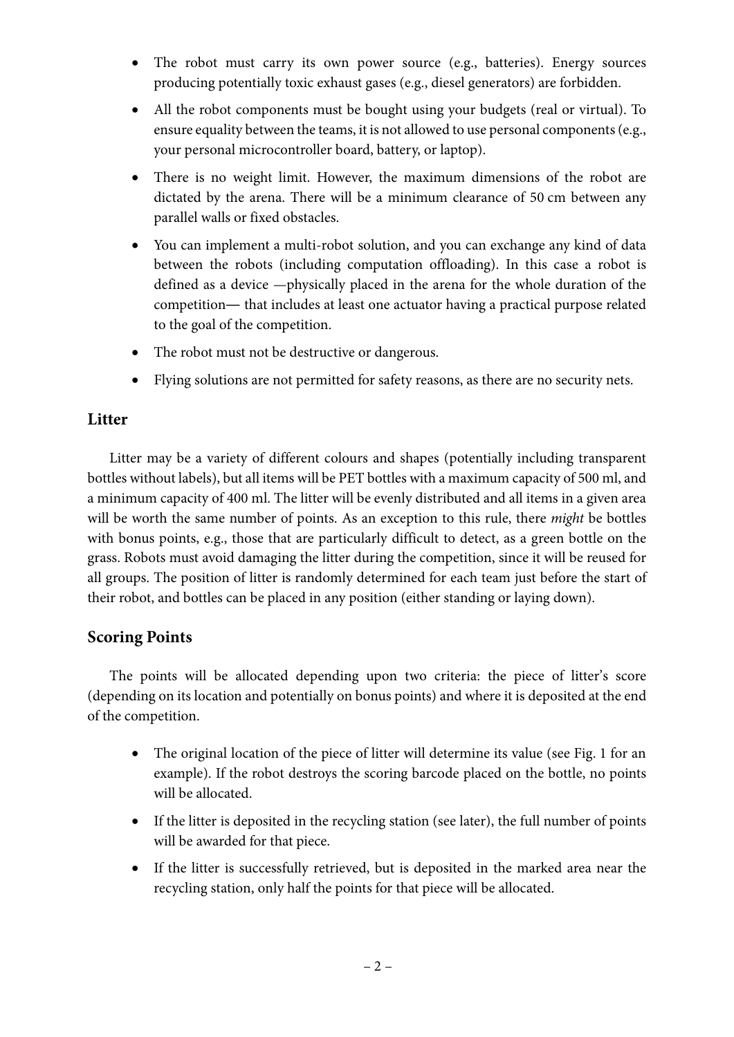- The robot must carry its own power source (e.g., batteries). Energy sources producing potentially toxic exhaust gases (e.g., diesel generators) are forbidden.
- All the robot components must be bought using your budgets (real or virtual). To ensure equality between the teams, it is not allowed to use personal components (e.g., your personal microcontroller board, battery, or laptop).
- There is no weight limit. However, the maximum dimensions of the robot are dictated by the arena. There will be a minimum clearance of 50 cm between any parallel walls or fixed obstacles.
- You can implement a multi-robot solution, and you can exchange any kind of data between the robots (including computation offloading). In this case a robot is defined as a device —physically placed in the arena for the whole duration of the competition— that includes at least one actuator having a practical purpose related to the goal of the competition.
- The robot must not be destructive or dangerous.
- Flying solutions are not permitted for safety reasons, as there are no security nets.

## Litter

Litter may be a variety of different colours and shapes (potentially including transparent bottles without labels), but all items will be PET bottles with a maximum capacity of 500 ml, and a minimum capacity of 400 ml. The litter will be evenly distributed and all items in a given area will be worth the same number of points. As an exception to this rule, there *might* be bottles with bonus points, e.g., those that are particularly difficult to detect, as a green bottle on the grass. Robots must avoid damaging the litter during the competition, since it will be reused for all groups. The position of litter is randomly determined for each team just before the start of their robot, and bottles can be placed in any position (either standing or laying down).

## Scoring Points

The points will be allocated depending upon two criteria: the piece of litter's score (depending on its location and potentially on bonus points) and where it is deposited at the end of the competition.

- The original location of the piece of litter will determine its value (see Fig. 1 for an example). If the robot destroys the scoring barcode placed on the bottle, no points will be allocated.
- If the litter is deposited in the recycling station (see later), the full number of points will be awarded for that piece.
- If the litter is successfully retrieved, but is deposited in the marked area near the recycling station, only half the points for that piece will be allocated.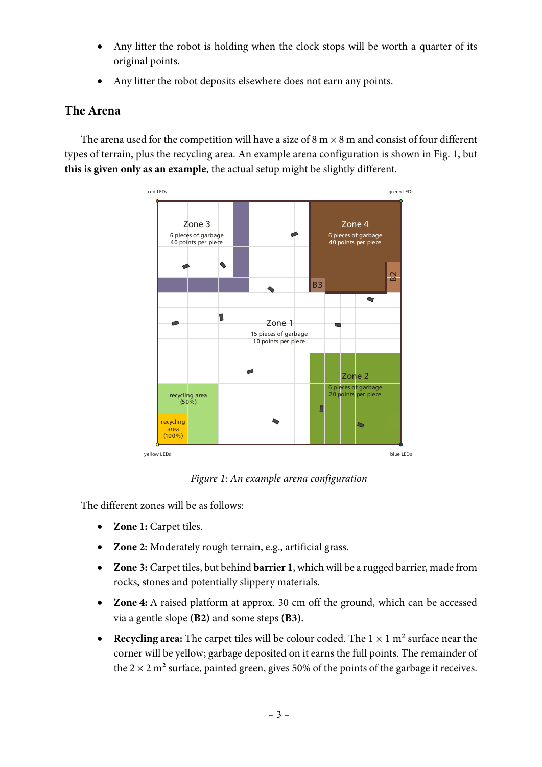- Any litter the robot is holding when the clock stops will be worth a quarter of its original points.
- Any litter the robot deposits elsewhere does not earn any points.

## The Arena

The arena used for the competition will have a size of 8 m × 8 m and consist of four different types of terrain, plus the recycling area. An example arena configuration is shown in Fig. 1, but **this is given only as an example**, the actual setup might be slightly different.

*Figure 1: An example arena configuration*

The different zones will be as follows:

- **Zone 1:** Carpet tiles.
- **Zone 2:** Moderately rough terrain, e.g., artificial grass.
- **Zone 3:** Carpet tiles, but behind **barrier 1**, which will be a rugged barrier, made from rocks, stones and potentially slippery materials.
- **Zone 4:** A raised platform at approx. 30 cm off the ground, which can be accessed via a gentle slope **(B2)** and some steps **(B3).**
- **Recycling area:** The carpet tiles will be colour coded. The 1 × 1 m² surface near the corner will be yellow; garbage deposited on it earns the full points. The remainder of the 2 × 2 m² surface, painted green, gives 50% of the points of the garbage it receives.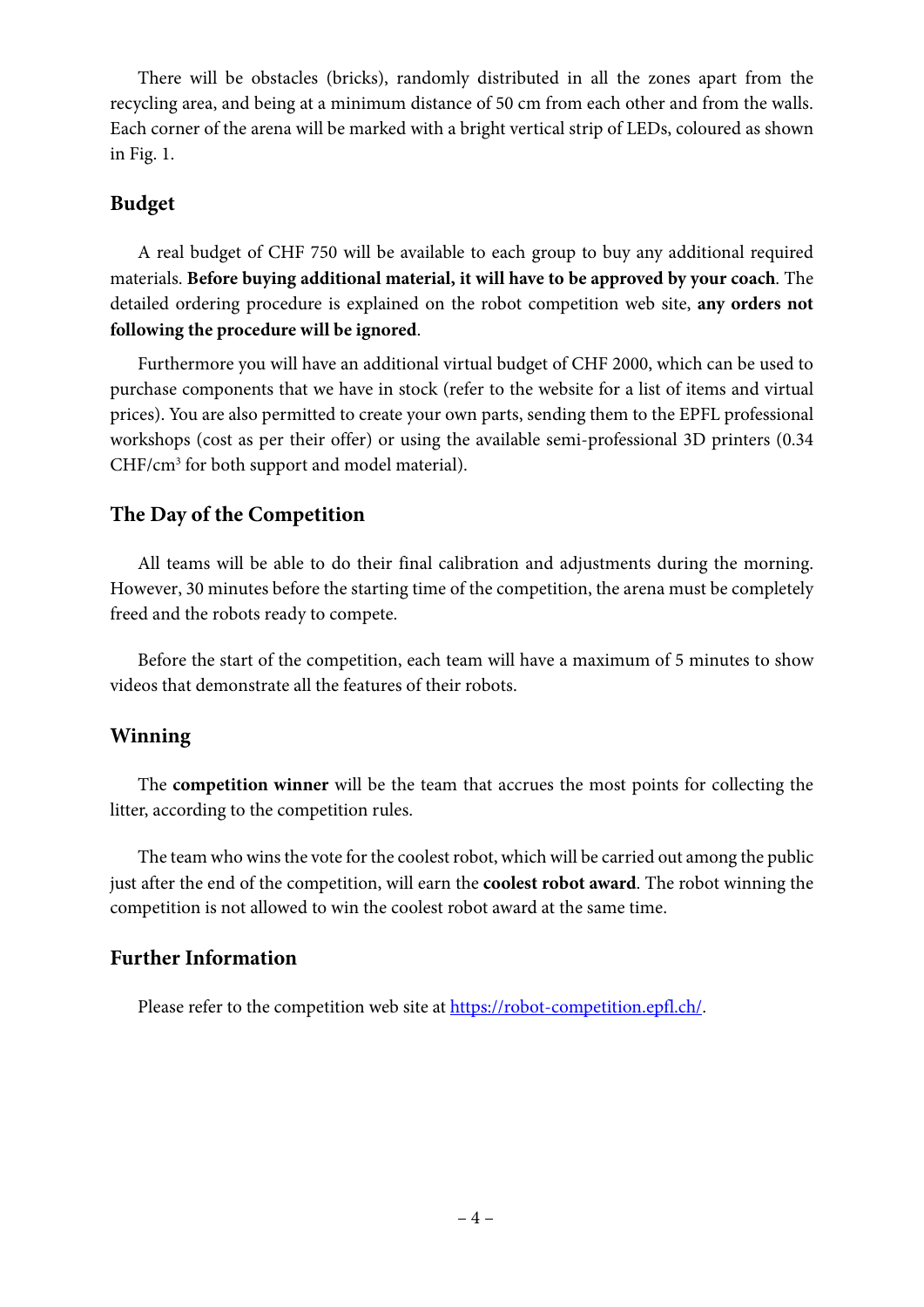There will be obstacles (bricks), randomly distributed in all the zones apart from the recycling area, and being at a minimum distance of 50 cm from each other and from the walls. Each corner of the arena will be marked with a bright vertical strip of LEDs, coloured as shown in Fig. 1.

## Budget

A real budget of CHF 750 will be available to each group to buy any additional required materials. **Before buying additional material, it will have to be approved by your coach**. The detailed ordering procedure is explained on the robot competition web site, **any orders not following the procedure will be ignored**.

Furthermore you will have an additional virtual budget of CHF 2000, which can be used to purchase components that we have in stock (refer to the website for a list of items and virtual prices). You are also permitted to create your own parts, sending them to the EPFL professional workshops (cost as per their offer) or using the available semi-professional 3D printers (0.34 CHF/cm$^3$ for both support and model material).

## The Day of the Competition

All teams will be able to do their final calibration and adjustments during the morning. However, 30 minutes before the starting time of the competition, the arena must be completely freed and the robots ready to compete.

Before the start of the competition, each team will have a maximum of 5 minutes to show videos that demonstrate all the features of their robots.

## Winning

The **competition winner** will be the team that accrues the most points for collecting the litter, according to the competition rules.

The team who wins the vote for the coolest robot, which will be carried out among the public just after the end of the competition, will earn the **coolest robot award**. The robot winning the competition is not allowed to win the coolest robot award at the same time.

## Further Information

Please refer to the competition web site at [https://robot-competition.epfl.ch/](https://robot-competition.epfl.ch/).